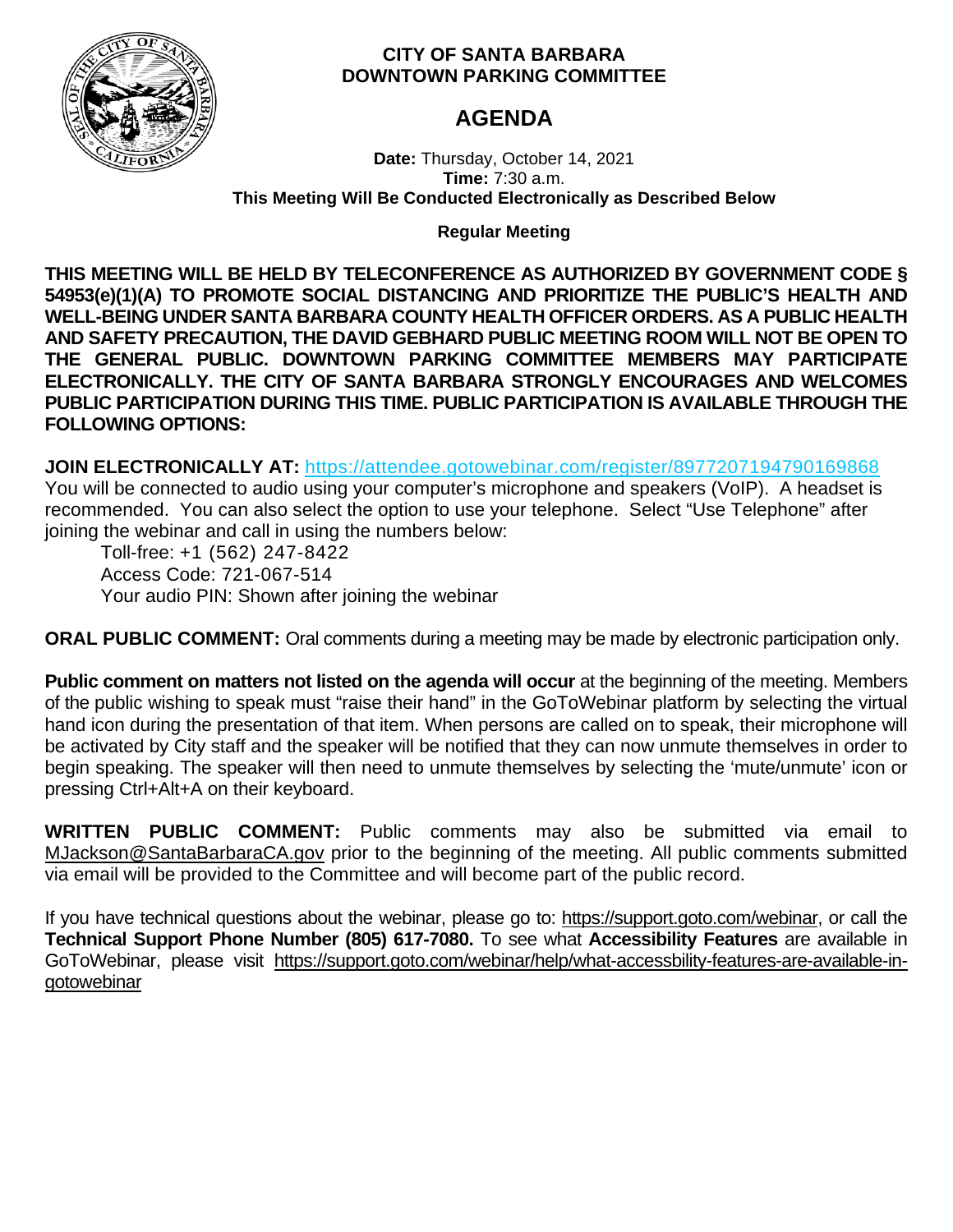**CITY OF SANTA BARBARA**
**DOWNTOWN PARKING COMMITTEE**

# AGENDA

**Date:** Thursday, October 14, 2021
**Time:** 7:30 a.m.
**This Meeting Will Be Conducted Electronically as Described Below**

**Regular Meeting**

**THIS MEETING WILL BE HELD BY TELECONFERENCE AS AUTHORIZED BY GOVERNMENT CODE § 54953(e)(1)(A) TO PROMOTE SOCIAL DISTANCING AND PRIORITIZE THE PUBLIC'S HEALTH AND WELL-BEING UNDER SANTA BARBARA COUNTY HEALTH OFFICER ORDERS. AS A PUBLIC HEALTH AND SAFETY PRECAUTION, THE DAVID GEBHARD PUBLIC MEETING ROOM WILL NOT BE OPEN TO THE GENERAL PUBLIC. DOWNTOWN PARKING COMMITTEE MEMBERS MAY PARTICIPATE ELECTRONICALLY. THE CITY OF SANTA BARBARA STRONGLY ENCOURAGES AND WELCOMES PUBLIC PARTICIPATION DURING THIS TIME. PUBLIC PARTICIPATION IS AVAILABLE THROUGH THE FOLLOWING OPTIONS:**

**JOIN ELECTRONICALLY AT:** https://attendee.gotowebinar.com/register/8977207194790169868
You will be connected to audio using your computer's microphone and speakers (VoIP). A headset is recommended. You can also select the option to use your telephone. Select "Use Telephone" after joining the webinar and call in using the numbers below:

Toll-free: +1 (562) 247-8422
Access Code: 721-067-514
Your audio PIN: Shown after joining the webinar

**ORAL PUBLIC COMMENT:** Oral comments during a meeting may be made by electronic participation only.

**Public comment on matters not listed on the agenda will occur** at the beginning of the meeting. Members of the public wishing to speak must "raise their hand" in the GoToWebinar platform by selecting the virtual hand icon during the presentation of that item. When persons are called on to speak, their microphone will be activated by City staff and the speaker will be notified that they can now unmute themselves in order to begin speaking. The speaker will then need to unmute themselves by selecting the 'mute/unmute' icon or pressing Ctrl+Alt+A on their keyboard.

**WRITTEN PUBLIC COMMENT:** Public comments may also be submitted via email to MJackson@SantaBarbaraCA.gov prior to the beginning of the meeting. All public comments submitted via email will be provided to the Committee and will become part of the public record.

If you have technical questions about the webinar, please go to: https://support.goto.com/webinar, or call the **Technical Support Phone Number (805) 617-7080.** To see what **Accessibility Features** are available in GoToWebinar, please visit https://support.goto.com/webinar/help/what-accessbility-features-are-available-in-gotowebinar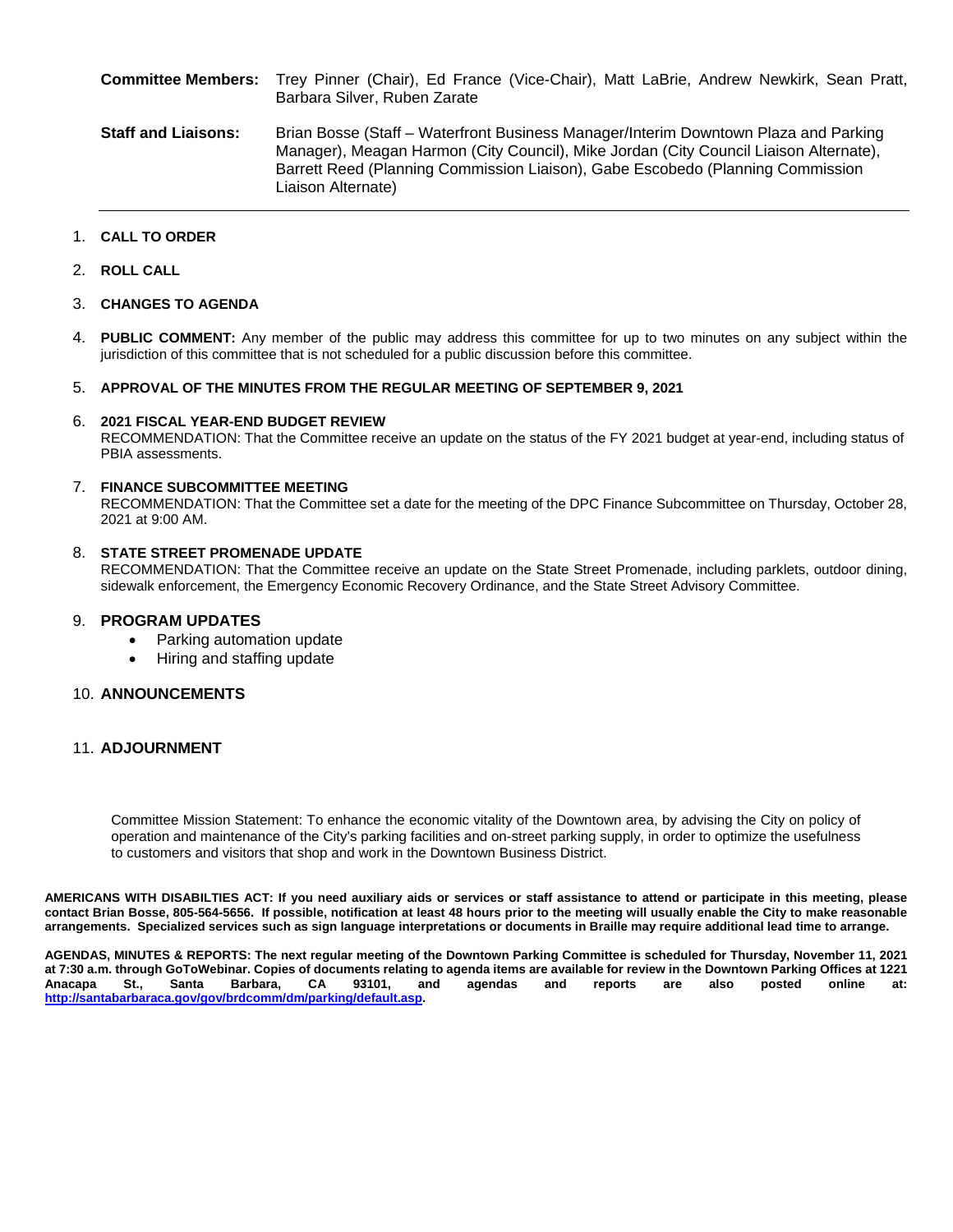**Committee Members:** Trey Pinner (Chair), Ed France (Vice-Chair), Matt LaBrie, Andrew Newkirk, Sean Pratt, Barbara Silver, Ruben Zarate

**Staff and Liaisons:** Brian Bosse (Staff – Waterfront Business Manager/Interim Downtown Plaza and Parking Manager), Meagan Harmon (City Council), Mike Jordan (City Council Liaison Alternate), Barrett Reed (Planning Commission Liaison), Gabe Escobedo (Planning Commission Liaison Alternate)

---

1. **CALL TO ORDER**

2. **ROLL CALL**

3. **CHANGES TO AGENDA**

4. **PUBLIC COMMENT:** Any member of the public may address this committee for up to two minutes on any subject within the jurisdiction of this committee that is not scheduled for a public discussion before this committee.

5. **APPROVAL OF THE MINUTES FROM THE REGULAR MEETING OF SEPTEMBER 9, 2021**

6. **2021 FISCAL YEAR-END BUDGET REVIEW**
   RECOMMENDATION: That the Committee receive an update on the status of the FY 2021 budget at year-end, including status of PBIA assessments.

7. **FINANCE SUBCOMMITTEE MEETING**
   RECOMMENDATION: That the Committee set a date for the meeting of the DPC Finance Subcommittee on Thursday, October 28, 2021 at 9:00 AM.

8. **STATE STREET PROMENADE UPDATE**
   RECOMMENDATION: That the Committee receive an update on the State Street Promenade, including parklets, outdoor dining, sidewalk enforcement, the Emergency Economic Recovery Ordinance, and the State Street Advisory Committee.

9. **PROGRAM UPDATES**
   - Parking automation update
   - Hiring and staffing update

10. **ANNOUNCEMENTS**

11. **ADJOURNMENT**

Committee Mission Statement: To enhance the economic vitality of the Downtown area, by advising the City on policy of operation and maintenance of the City's parking facilities and on-street parking supply, in order to optimize the usefulness to customers and visitors that shop and work in the Downtown Business District.

**AMERICANS WITH DISABILTIES ACT: If you need auxiliary aids or services or staff assistance to attend or participate in this meeting, please contact Brian Bosse, 805-564-5656. If possible, notification at least 48 hours prior to the meeting will usually enable the City to make reasonable arrangements. Specialized services such as sign language interpretations or documents in Braille may require additional lead time to arrange.**

**AGENDAS, MINUTES & REPORTS: The next regular meeting of the Downtown Parking Committee is scheduled for Thursday, November 11, 2021 at 7:30 a.m. through GoToWebinar. Copies of documents relating to agenda items are available for review in the Downtown Parking Offices at 1221 Anacapa St., Santa Barbara, CA 93101, and agendas and reports are also posted online at: [http://santabarbaraca.gov/gov/brdcomm/dm/parking/default.asp](http://santabarbaraca.gov/gov/brdcomm/dm/parking/default.asp).**